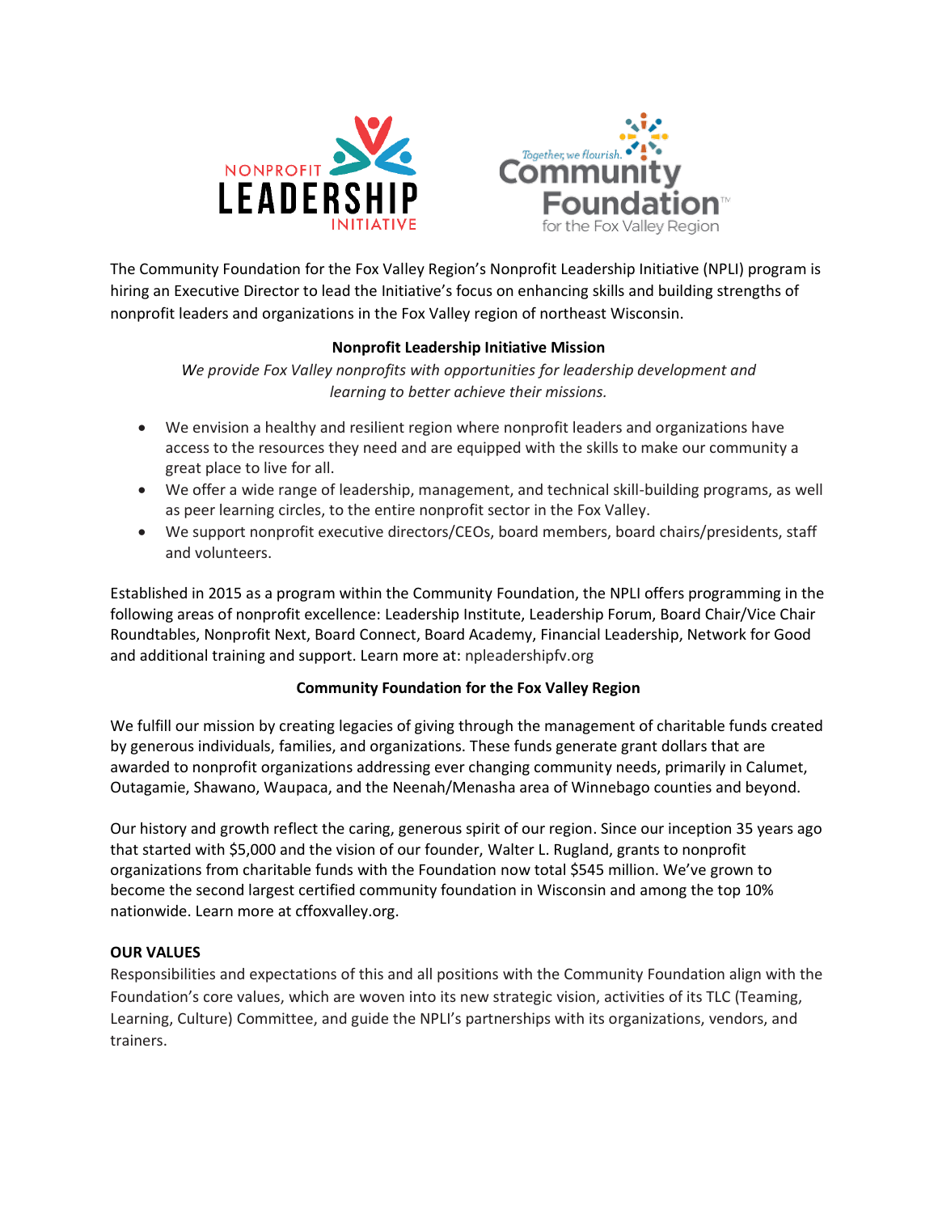The Community Foundation for the Fox Valley Region's Nonprofit Leadership Initiative (NPLI) program is hiring an Executive Director to lead the Initiative's focus on enhancing skills and building strengths of nonprofit leaders and organizations in the Fox Valley region of northeast Wisconsin.

**Nonprofit Leadership Initiative Mission**

*We provide Fox Valley nonprofits with opportunities for leadership development and learning to better achieve their missions.*

- We envision a healthy and resilient region where nonprofit leaders and organizations have access to the resources they need and are equipped with the skills to make our community a great place to live for all.
- We offer a wide range of leadership, management, and technical skill-building programs, as well as peer learning circles, to the entire nonprofit sector in the Fox Valley.
- We support nonprofit executive directors/CEOs, board members, board chairs/presidents, staff and volunteers.

Established in 2015 as a program within the Community Foundation, the NPLI offers programming in the following areas of nonprofit excellence: Leadership Institute, Leadership Forum, Board Chair/Vice Chair Roundtables, Nonprofit Next, Board Connect, Board Academy, Financial Leadership, Network for Good and additional training and support. Learn more at: npleadershipfv.org

**Community Foundation for the Fox Valley Region**

We fulfill our mission by creating legacies of giving through the management of charitable funds created by generous individuals, families, and organizations. These funds generate grant dollars that are awarded to nonprofit organizations addressing ever changing community needs, primarily in Calumet, Outagamie, Shawano, Waupaca, and the Neenah/Menasha area of Winnebago counties and beyond.

Our history and growth reflect the caring, generous spirit of our region. Since our inception 35 years ago that started with $5,000 and the vision of our founder, Walter L. Rugland, grants to nonprofit organizations from charitable funds with the Foundation now total $545 million. We've grown to become the second largest certified community foundation in Wisconsin and among the top 10% nationwide. Learn more at cffoxvalley.org.

**OUR VALUES**

Responsibilities and expectations of this and all positions with the Community Foundation align with the Foundation's core values, which are woven into its new strategic vision, activities of its TLC (Teaming, Learning, Culture) Committee, and guide the NPLI's partnerships with its organizations, vendors, and trainers.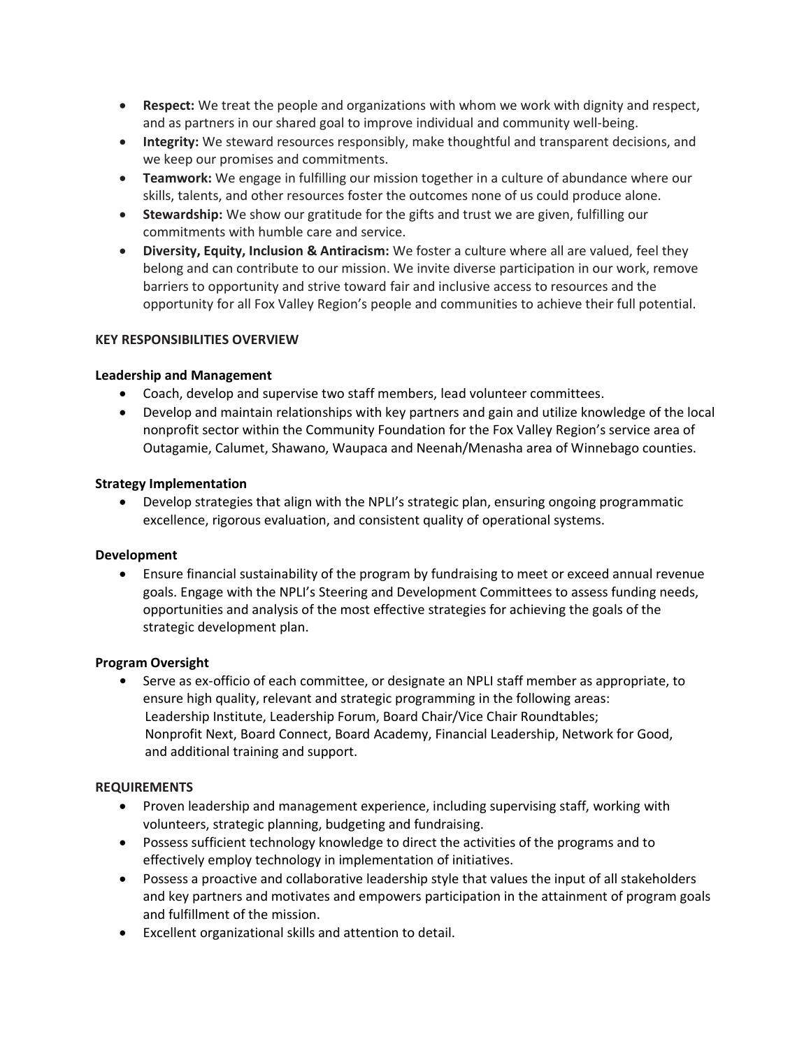- **Respect:** We treat the people and organizations with whom we work with dignity and respect, and as partners in our shared goal to improve individual and community well-being.
- **Integrity:** We steward resources responsibly, make thoughtful and transparent decisions, and we keep our promises and commitments.
- **Teamwork:** We engage in fulfilling our mission together in a culture of abundance where our skills, talents, and other resources foster the outcomes none of us could produce alone.
- **Stewardship:** We show our gratitude for the gifts and trust we are given, fulfilling our commitments with humble care and service.
- **Diversity, Equity, Inclusion & Antiracism:** We foster a culture where all are valued, feel they belong and can contribute to our mission. We invite diverse participation in our work, remove barriers to opportunity and strive toward fair and inclusive access to resources and the opportunity for all Fox Valley Region's people and communities to achieve their full potential.

**KEY RESPONSIBILITIES OVERVIEW**

**Leadership and Management**

- Coach, develop and supervise two staff members, lead volunteer committees.
- Develop and maintain relationships with key partners and gain and utilize knowledge of the local nonprofit sector within the Community Foundation for the Fox Valley Region's service area of Outagamie, Calumet, Shawano, Waupaca and Neenah/Menasha area of Winnebago counties.

**Strategy Implementation**

- Develop strategies that align with the NPLI's strategic plan, ensuring ongoing programmatic excellence, rigorous evaluation, and consistent quality of operational systems.

**Development**

- Ensure financial sustainability of the program by fundraising to meet or exceed annual revenue goals. Engage with the NPLI's Steering and Development Committees to assess funding needs, opportunities and analysis of the most effective strategies for achieving the goals of the strategic development plan.

**Program Oversight**

- Serve as ex-officio of each committee, or designate an NPLI staff member as appropriate, to ensure high quality, relevant and strategic programming in the following areas: Leadership Institute, Leadership Forum, Board Chair/Vice Chair Roundtables; Nonprofit Next, Board Connect, Board Academy, Financial Leadership, Network for Good, and additional training and support.

**REQUIREMENTS**

- Proven leadership and management experience, including supervising staff, working with volunteers, strategic planning, budgeting and fundraising.
- Possess sufficient technology knowledge to direct the activities of the programs and to effectively employ technology in implementation of initiatives.
- Possess a proactive and collaborative leadership style that values the input of all stakeholders and key partners and motivates and empowers participation in the attainment of program goals and fulfillment of the mission.
- Excellent organizational skills and attention to detail.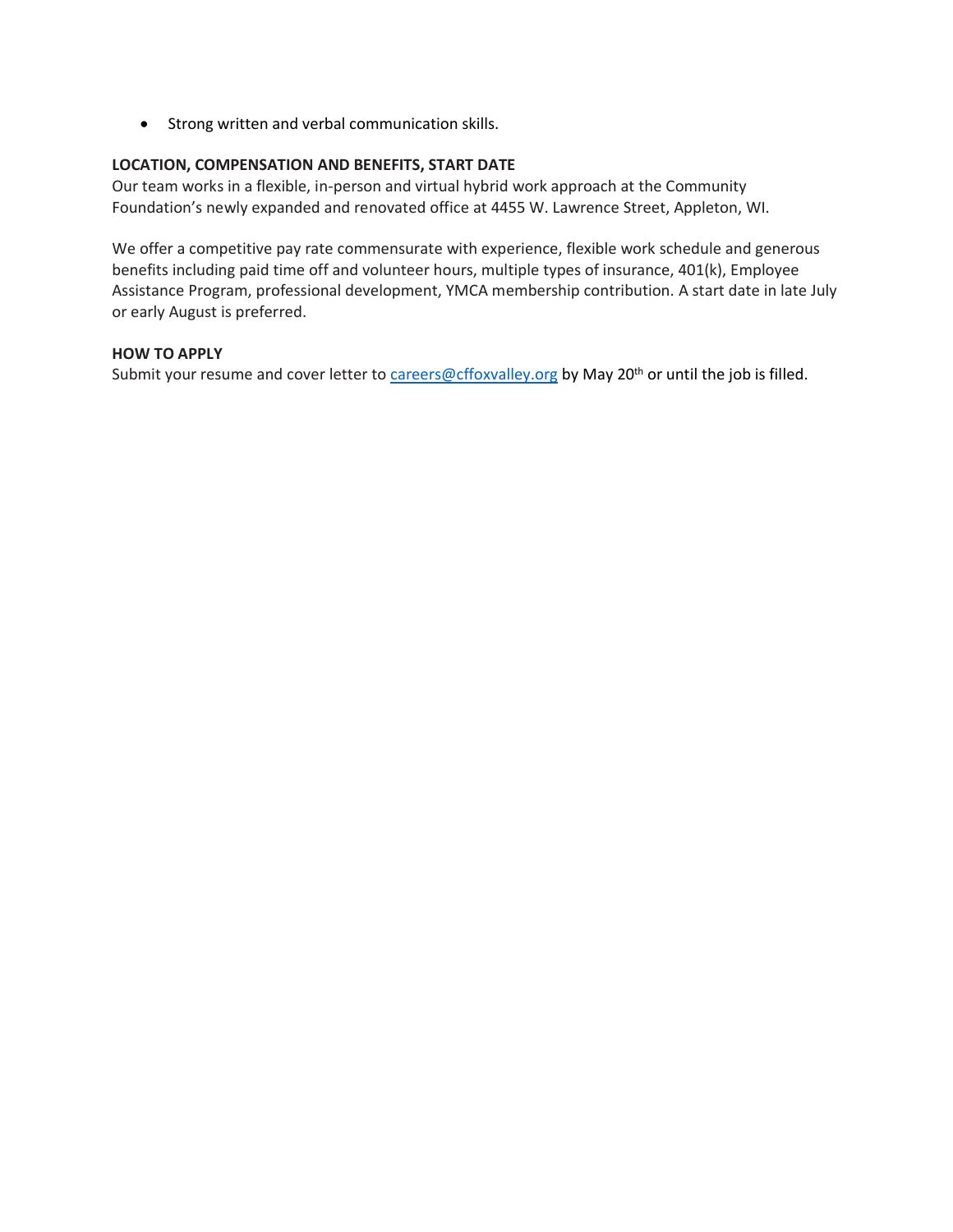- Strong written and verbal communication skills.

**LOCATION, COMPENSATION AND BENEFITS, START DATE**

Our team works in a flexible, in-person and virtual hybrid work approach at the Community Foundation's newly expanded and renovated office at 4455 W. Lawrence Street, Appleton, WI.

We offer a competitive pay rate commensurate with experience, flexible work schedule and generous benefits including paid time off and volunteer hours, multiple types of insurance, 401(k), Employee Assistance Program, professional development, YMCA membership contribution. A start date in late July or early August is preferred.

**HOW TO APPLY**

Submit your resume and cover letter to careers@cffoxvalley.org by May 20th or until the job is filled.